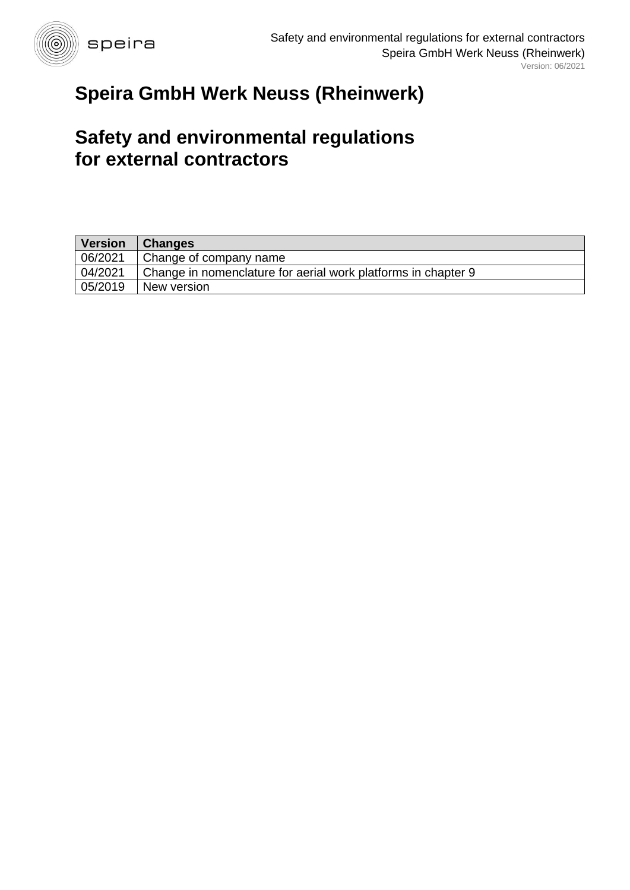# Speira GmbH Werk Neuss (Rheinwerk)

# Safety and environmental regulations for external contractors

| Version | Changes |
|---|---|
| 06/2021 | Change of company name |
| 04/2021 | Change in nomenclature for aerial work platforms in chapter 9 |
| 05/2019 | New version |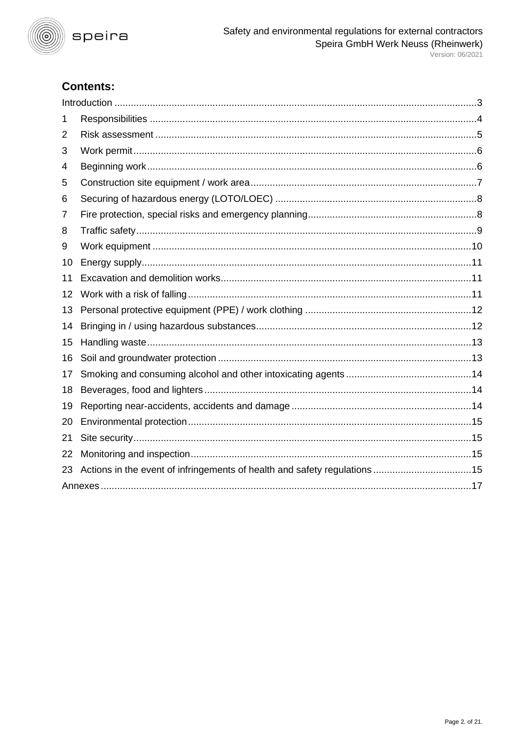## Contents:

| | | |
|---|---|---|
| Introduction | | 3 |
| 1 | Responsibilities | 4 |
| 2 | Risk assessment | 5 |
| 3 | Work permit | 6 |
| 4 | Beginning work | 6 |
| 5 | Construction site equipment / work area | 7 |
| 6 | Securing of hazardous energy (LOTO/LOEC) | 8 |
| 7 | Fire protection, special risks and emergency planning | 8 |
| 8 | Traffic safety | 9 |
| 9 | Work equipment | 10 |
| 10 | Energy supply | 11 |
| 11 | Excavation and demolition works | 11 |
| 12 | Work with a risk of falling | 11 |
| 13 | Personal protective equipment (PPE) / work clothing | 12 |
| 14 | Bringing in / using hazardous substances | 12 |
| 15 | Handling waste | 13 |
| 16 | Soil and groundwater protection | 13 |
| 17 | Smoking and consuming alcohol and other intoxicating agents | 14 |
| 18 | Beverages, food and lighters | 14 |
| 19 | Reporting near-accidents, accidents and damage | 14 |
| 20 | Environmental protection | 15 |
| 21 | Site security | 15 |
| 22 | Monitoring and inspection | 15 |
| 23 | Actions in the event of infringements of health and safety regulations | 15 |
| Annexes | | 17 |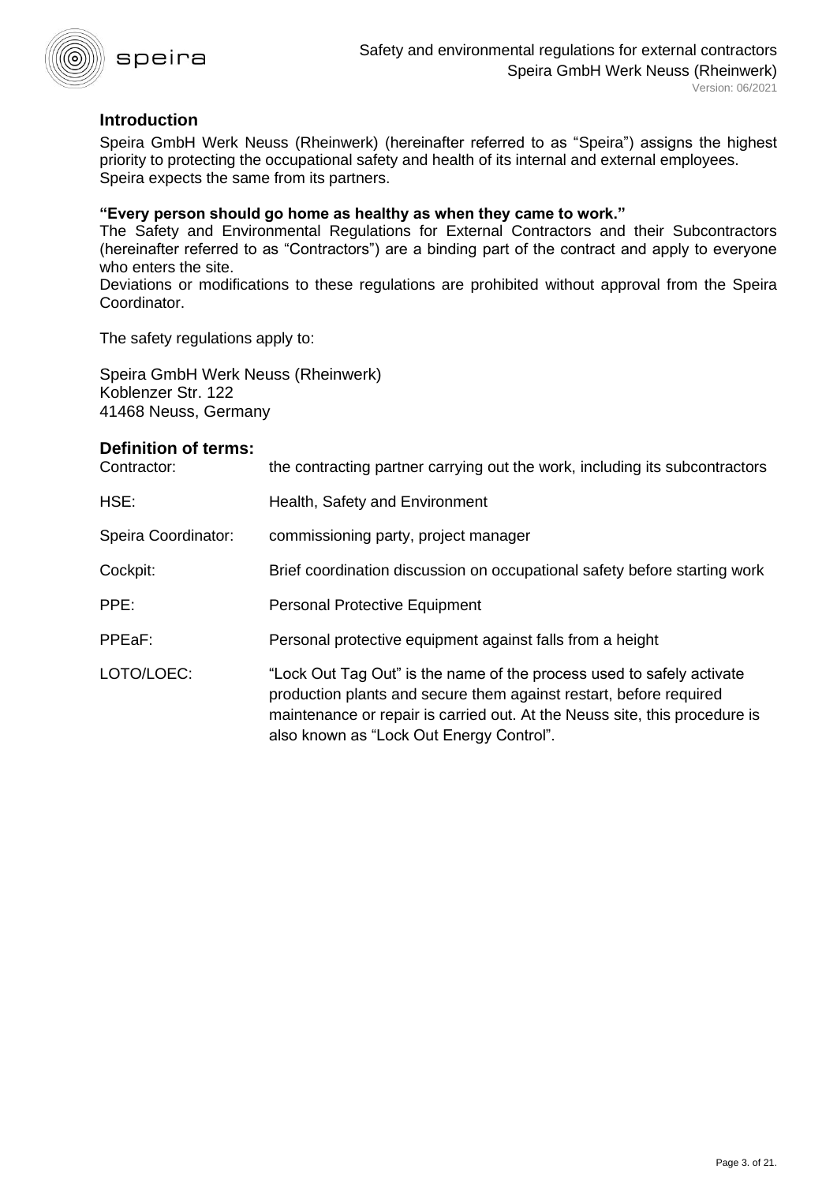## Introduction

Speira GmbH Werk Neuss (Rheinwerk) (hereinafter referred to as "Speira") assigns the highest priority to protecting the occupational safety and health of its internal and external employees. Speira expects the same from its partners.

**"Every person should go home as healthy as when they came to work."**

The Safety and Environmental Regulations for External Contractors and their Subcontractors (hereinafter referred to as "Contractors") are a binding part of the contract and apply to everyone who enters the site.

Deviations or modifications to these regulations are prohibited without approval from the Speira Coordinator.

The safety regulations apply to:

Speira GmbH Werk Neuss (Rheinwerk)
Koblenzer Str. 122
41468 Neuss, Germany

## Definition of terms:

| | |
|---|---|
| Contractor: | the contracting partner carrying out the work, including its subcontractors |
| HSE: | Health, Safety and Environment |
| Speira Coordinator: | commissioning party, project manager |
| Cockpit: | Brief coordination discussion on occupational safety before starting work |
| PPE: | Personal Protective Equipment |
| PPEaF: | Personal protective equipment against falls from a height |
| LOTO/LOEC: | "Lock Out Tag Out" is the name of the process used to safely activate production plants and secure them against restart, before required maintenance or repair is carried out. At the Neuss site, this procedure is also known as "Lock Out Energy Control". |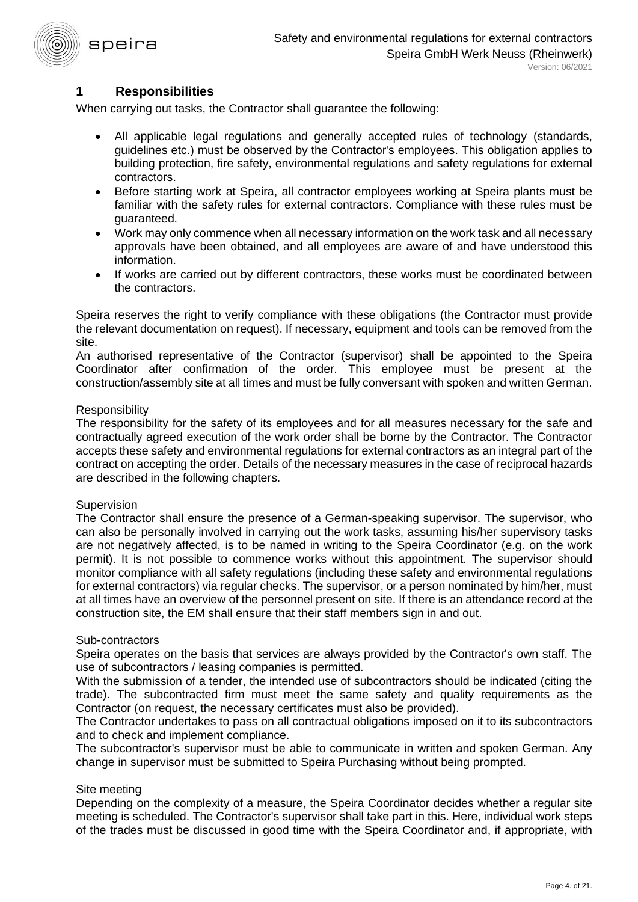# 1 Responsibilities

When carrying out tasks, the Contractor shall guarantee the following:

- All applicable legal regulations and generally accepted rules of technology (standards, guidelines etc.) must be observed by the Contractor's employees. This obligation applies to building protection, fire safety, environmental regulations and safety regulations for external contractors.
- Before starting work at Speira, all contractor employees working at Speira plants must be familiar with the safety rules for external contractors. Compliance with these rules must be guaranteed.
- Work may only commence when all necessary information on the work task and all necessary approvals have been obtained, and all employees are aware of and have understood this information.
- If works are carried out by different contractors, these works must be coordinated between the contractors.

Speira reserves the right to verify compliance with these obligations (the Contractor must provide the relevant documentation on request). If necessary, equipment and tools can be removed from the site.
An authorised representative of the Contractor (supervisor) shall be appointed to the Speira Coordinator after confirmation of the order. This employee must be present at the construction/assembly site at all times and must be fully conversant with spoken and written German.

Responsibility
The responsibility for the safety of its employees and for all measures necessary for the safe and contractually agreed execution of the work order shall be borne by the Contractor. The Contractor accepts these safety and environmental regulations for external contractors as an integral part of the contract on accepting the order. Details of the necessary measures in the case of reciprocal hazards are described in the following chapters.

Supervision
The Contractor shall ensure the presence of a German-speaking supervisor. The supervisor, who can also be personally involved in carrying out the work tasks, assuming his/her supervisory tasks are not negatively affected, is to be named in writing to the Speira Coordinator (e.g. on the work permit). It is not possible to commence works without this appointment. The supervisor should monitor compliance with all safety regulations (including these safety and environmental regulations for external contractors) via regular checks. The supervisor, or a person nominated by him/her, must at all times have an overview of the personnel present on site. If there is an attendance record at the construction site, the EM shall ensure that their staff members sign in and out.

Sub-contractors
Speira operates on the basis that services are always provided by the Contractor's own staff. The use of subcontractors / leasing companies is permitted.
With the submission of a tender, the intended use of subcontractors should be indicated (citing the trade). The subcontracted firm must meet the same safety and quality requirements as the Contractor (on request, the necessary certificates must also be provided).
The Contractor undertakes to pass on all contractual obligations imposed on it to its subcontractors and to check and implement compliance.
The subcontractor's supervisor must be able to communicate in written and spoken German. Any change in supervisor must be submitted to Speira Purchasing without being prompted.

Site meeting
Depending on the complexity of a measure, the Speira Coordinator decides whether a regular site meeting is scheduled. The Contractor's supervisor shall take part in this. Here, individual work steps of the trades must be discussed in good time with the Speira Coordinator and, if appropriate, with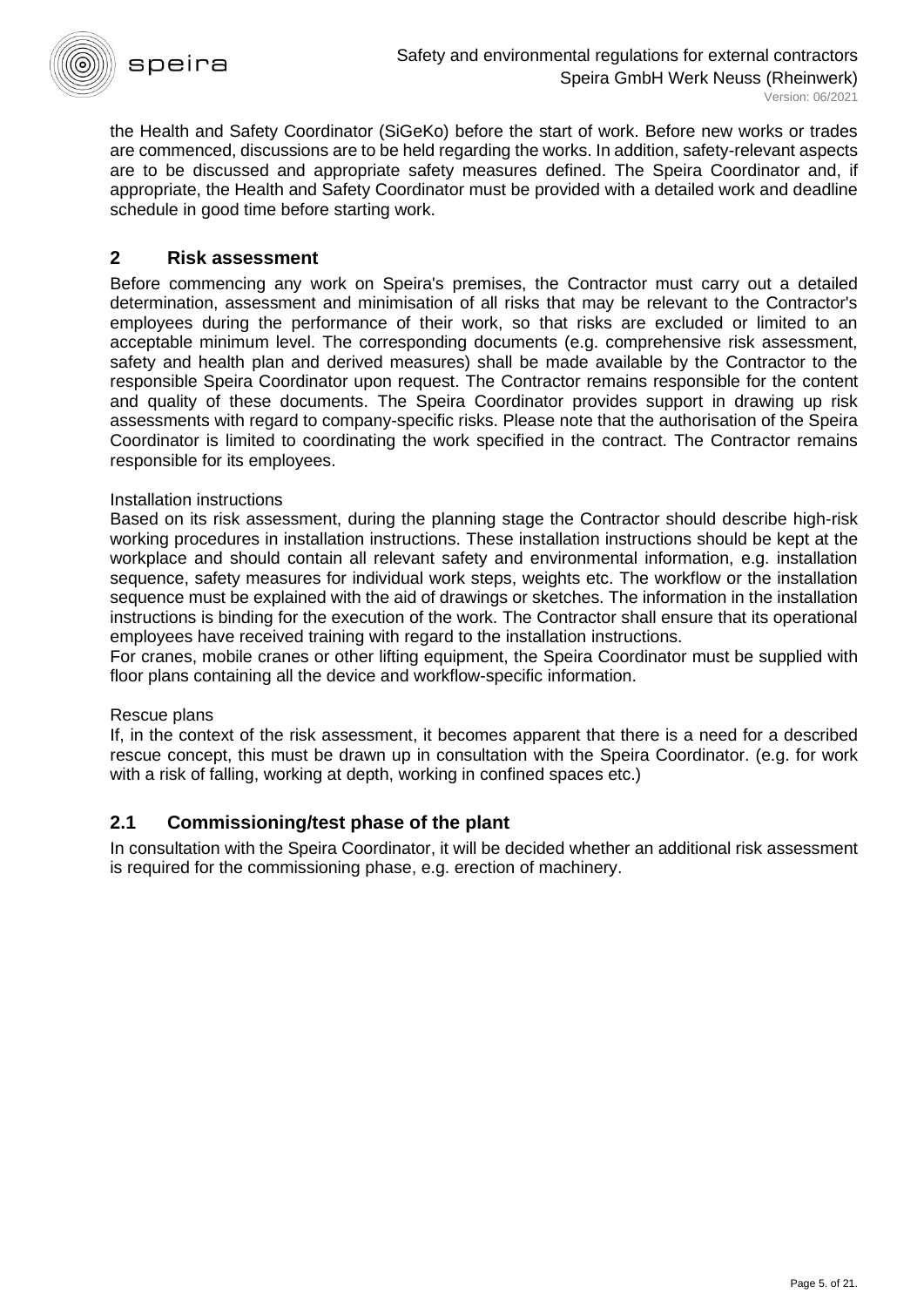the Health and Safety Coordinator (SiGeKo) before the start of work. Before new works or trades are commenced, discussions are to be held regarding the works. In addition, safety-relevant aspects are to be discussed and appropriate safety measures defined. The Speira Coordinator and, if appropriate, the Health and Safety Coordinator must be provided with a detailed work and deadline schedule in good time before starting work.

## 2 Risk assessment

Before commencing any work on Speira's premises, the Contractor must carry out a detailed determination, assessment and minimisation of all risks that may be relevant to the Contractor's employees during the performance of their work, so that risks are excluded or limited to an acceptable minimum level. The corresponding documents (e.g. comprehensive risk assessment, safety and health plan and derived measures) shall be made available by the Contractor to the responsible Speira Coordinator upon request. The Contractor remains responsible for the content and quality of these documents. The Speira Coordinator provides support in drawing up risk assessments with regard to company-specific risks. Please note that the authorisation of the Speira Coordinator is limited to coordinating the work specified in the contract. The Contractor remains responsible for its employees.

Installation instructions

Based on its risk assessment, during the planning stage the Contractor should describe high-risk working procedures in installation instructions. These installation instructions should be kept at the workplace and should contain all relevant safety and environmental information, e.g. installation sequence, safety measures for individual work steps, weights etc. The workflow or the installation sequence must be explained with the aid of drawings or sketches. The information in the installation instructions is binding for the execution of the work. The Contractor shall ensure that its operational employees have received training with regard to the installation instructions.

For cranes, mobile cranes or other lifting equipment, the Speira Coordinator must be supplied with floor plans containing all the device and workflow-specific information.

Rescue plans

If, in the context of the risk assessment, it becomes apparent that there is a need for a described rescue concept, this must be drawn up in consultation with the Speira Coordinator. (e.g. for work with a risk of falling, working at depth, working in confined spaces etc.)

### 2.1 Commissioning/test phase of the plant

In consultation with the Speira Coordinator, it will be decided whether an additional risk assessment is required for the commissioning phase, e.g. erection of machinery.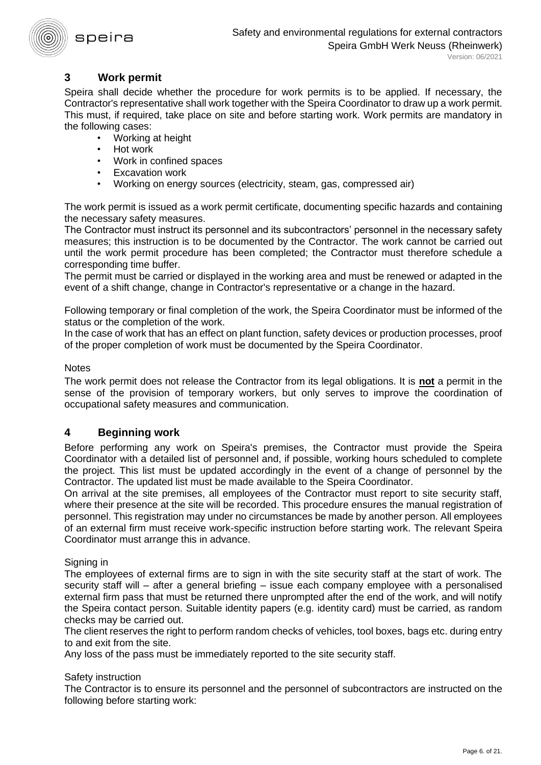## 3 Work permit

Speira shall decide whether the procedure for work permits is to be applied. If necessary, the Contractor's representative shall work together with the Speira Coordinator to draw up a work permit. This must, if required, take place on site and before starting work. Work permits are mandatory in the following cases:

- Working at height
- Hot work
- Work in confined spaces
- Excavation work
- Working on energy sources (electricity, steam, gas, compressed air)

The work permit is issued as a work permit certificate, documenting specific hazards and containing the necessary safety measures.
The Contractor must instruct its personnel and its subcontractors' personnel in the necessary safety measures; this instruction is to be documented by the Contractor. The work cannot be carried out until the work permit procedure has been completed; the Contractor must therefore schedule a corresponding time buffer.
The permit must be carried or displayed in the working area and must be renewed or adapted in the event of a shift change, change in Contractor's representative or a change in the hazard.

Following temporary or final completion of the work, the Speira Coordinator must be informed of the status or the completion of the work.
In the case of work that has an effect on plant function, safety devices or production processes, proof of the proper completion of work must be documented by the Speira Coordinator.

Notes

The work permit does not release the Contractor from its legal obligations. It is **not** a permit in the sense of the provision of temporary workers, but only serves to improve the coordination of occupational safety measures and communication.

## 4 Beginning work

Before performing any work on Speira's premises, the Contractor must provide the Speira Coordinator with a detailed list of personnel and, if possible, working hours scheduled to complete the project. This list must be updated accordingly in the event of a change of personnel by the Contractor. The updated list must be made available to the Speira Coordinator.
On arrival at the site premises, all employees of the Contractor must report to site security staff, where their presence at the site will be recorded. This procedure ensures the manual registration of personnel. This registration may under no circumstances be made by another person. All employees of an external firm must receive work-specific instruction before starting work. The relevant Speira Coordinator must arrange this in advance.

Signing in

The employees of external firms are to sign in with the site security staff at the start of work. The security staff will – after a general briefing – issue each company employee with a personalised external firm pass that must be returned there unprompted after the end of the work, and will notify the Speira contact person. Suitable identity papers (e.g. identity card) must be carried, as random checks may be carried out.
The client reserves the right to perform random checks of vehicles, tool boxes, bags etc. during entry to and exit from the site.
Any loss of the pass must be immediately reported to the site security staff.

Safety instruction

The Contractor is to ensure its personnel and the personnel of subcontractors are instructed on the following before starting work: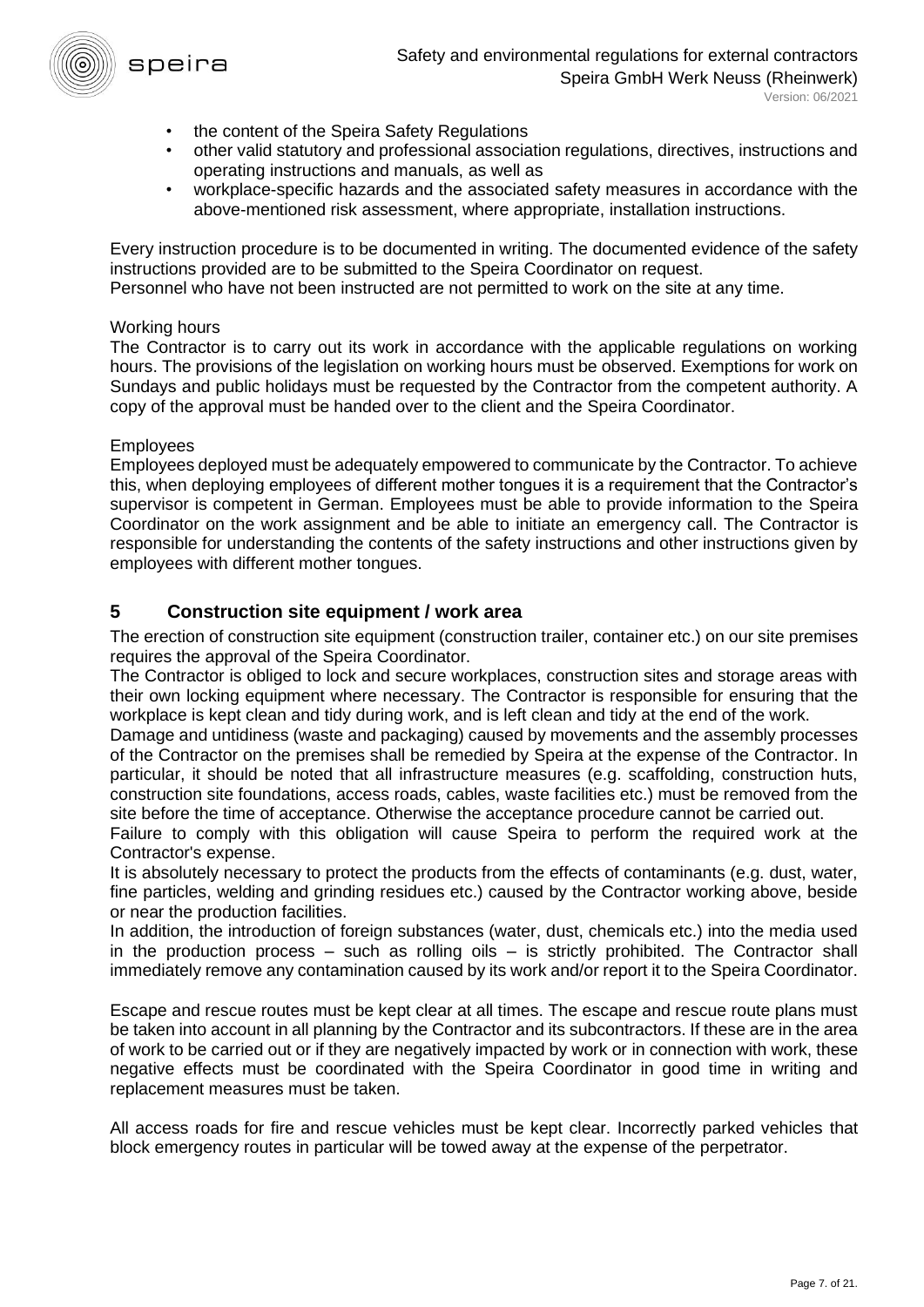- the content of the Speira Safety Regulations
- other valid statutory and professional association regulations, directives, instructions and operating instructions and manuals, as well as
- workplace-specific hazards and the associated safety measures in accordance with the above-mentioned risk assessment, where appropriate, installation instructions.

Every instruction procedure is to be documented in writing. The documented evidence of the safety instructions provided are to be submitted to the Speira Coordinator on request.
Personnel who have not been instructed are not permitted to work on the site at any time.

Working hours
The Contractor is to carry out its work in accordance with the applicable regulations on working hours. The provisions of the legislation on working hours must be observed. Exemptions for work on Sundays and public holidays must be requested by the Contractor from the competent authority. A copy of the approval must be handed over to the client and the Speira Coordinator.

Employees
Employees deployed must be adequately empowered to communicate by the Contractor. To achieve this, when deploying employees of different mother tongues it is a requirement that the Contractor's supervisor is competent in German. Employees must be able to provide information to the Speira Coordinator on the work assignment and be able to initiate an emergency call. The Contractor is responsible for understanding the contents of the safety instructions and other instructions given by employees with different mother tongues.

## 5 Construction site equipment / work area

The erection of construction site equipment (construction trailer, container etc.) on our site premises requires the approval of the Speira Coordinator.
The Contractor is obliged to lock and secure workplaces, construction sites and storage areas with their own locking equipment where necessary. The Contractor is responsible for ensuring that the workplace is kept clean and tidy during work, and is left clean and tidy at the end of the work.
Damage and untidiness (waste and packaging) caused by movements and the assembly processes of the Contractor on the premises shall be remedied by Speira at the expense of the Contractor. In particular, it should be noted that all infrastructure measures (e.g. scaffolding, construction huts, construction site foundations, access roads, cables, waste facilities etc.) must be removed from the site before the time of acceptance. Otherwise the acceptance procedure cannot be carried out.
Failure to comply with this obligation will cause Speira to perform the required work at the Contractor's expense.
It is absolutely necessary to protect the products from the effects of contaminants (e.g. dust, water, fine particles, welding and grinding residues etc.) caused by the Contractor working above, beside or near the production facilities.
In addition, the introduction of foreign substances (water, dust, chemicals etc.) into the media used in the production process – such as rolling oils – is strictly prohibited. The Contractor shall immediately remove any contamination caused by its work and/or report it to the Speira Coordinator.

Escape and rescue routes must be kept clear at all times. The escape and rescue route plans must be taken into account in all planning by the Contractor and its subcontractors. If these are in the area of work to be carried out or if they are negatively impacted by work or in connection with work, these negative effects must be coordinated with the Speira Coordinator in good time in writing and replacement measures must be taken.

All access roads for fire and rescue vehicles must be kept clear. Incorrectly parked vehicles that block emergency routes in particular will be towed away at the expense of the perpetrator.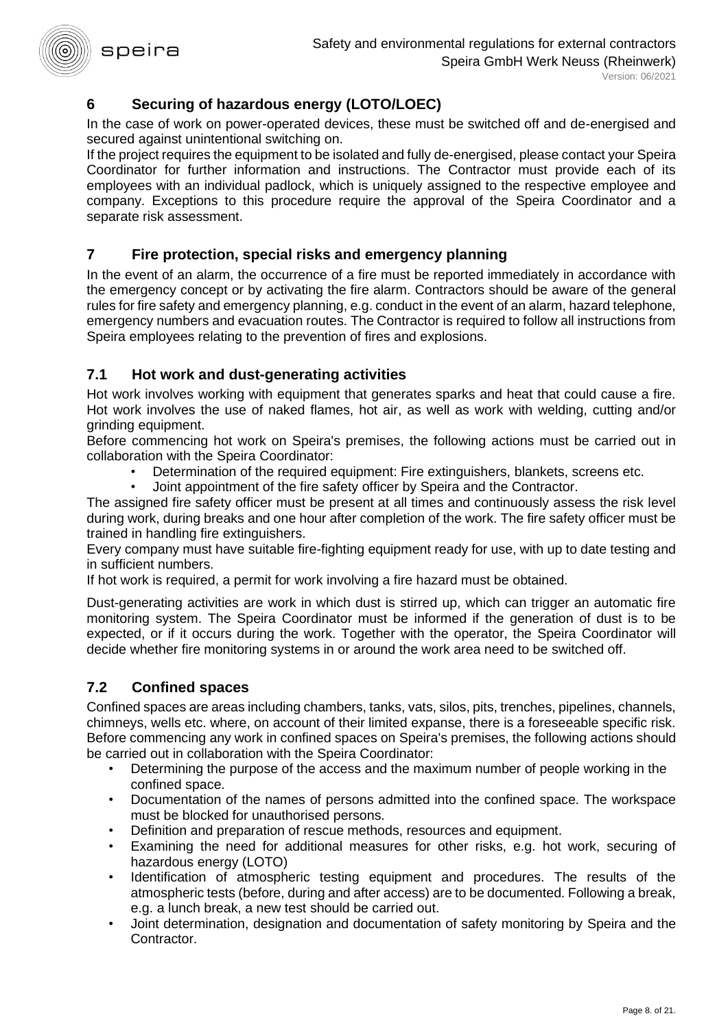## 6 Securing of hazardous energy (LOTO/LOEC)

In the case of work on power-operated devices, these must be switched off and de-energised and secured against unintentional switching on.

If the project requires the equipment to be isolated and fully de-energised, please contact your Speira Coordinator for further information and instructions. The Contractor must provide each of its employees with an individual padlock, which is uniquely assigned to the respective employee and company. Exceptions to this procedure require the approval of the Speira Coordinator and a separate risk assessment.

## 7 Fire protection, special risks and emergency planning

In the event of an alarm, the occurrence of a fire must be reported immediately in accordance with the emergency concept or by activating the fire alarm. Contractors should be aware of the general rules for fire safety and emergency planning, e.g. conduct in the event of an alarm, hazard telephone, emergency numbers and evacuation routes. The Contractor is required to follow all instructions from Speira employees relating to the prevention of fires and explosions.

### 7.1 Hot work and dust-generating activities

Hot work involves working with equipment that generates sparks and heat that could cause a fire. Hot work involves the use of naked flames, hot air, as well as work with welding, cutting and/or grinding equipment.

Before commencing hot work on Speira's premises, the following actions must be carried out in collaboration with the Speira Coordinator:

- Determination of the required equipment: Fire extinguishers, blankets, screens etc.
- Joint appointment of the fire safety officer by Speira and the Contractor.

The assigned fire safety officer must be present at all times and continuously assess the risk level during work, during breaks and one hour after completion of the work. The fire safety officer must be trained in handling fire extinguishers.

Every company must have suitable fire-fighting equipment ready for use, with up to date testing and in sufficient numbers.

If hot work is required, a permit for work involving a fire hazard must be obtained.

Dust-generating activities are work in which dust is stirred up, which can trigger an automatic fire monitoring system. The Speira Coordinator must be informed if the generation of dust is to be expected, or if it occurs during the work. Together with the operator, the Speira Coordinator will decide whether fire monitoring systems in or around the work area need to be switched off.

### 7.2 Confined spaces

Confined spaces are areas including chambers, tanks, vats, silos, pits, trenches, pipelines, channels, chimneys, wells etc. where, on account of their limited expanse, there is a foreseeable specific risk. Before commencing any work in confined spaces on Speira's premises, the following actions should be carried out in collaboration with the Speira Coordinator:

- Determining the purpose of the access and the maximum number of people working in the confined space.
- Documentation of the names of persons admitted into the confined space. The workspace must be blocked for unauthorised persons.
- Definition and preparation of rescue methods, resources and equipment.
- Examining the need for additional measures for other risks, e.g. hot work, securing of hazardous energy (LOTO)
- Identification of atmospheric testing equipment and procedures. The results of the atmospheric tests (before, during and after access) are to be documented. Following a break, e.g. a lunch break, a new test should be carried out.
- Joint determination, designation and documentation of safety monitoring by Speira and the Contractor.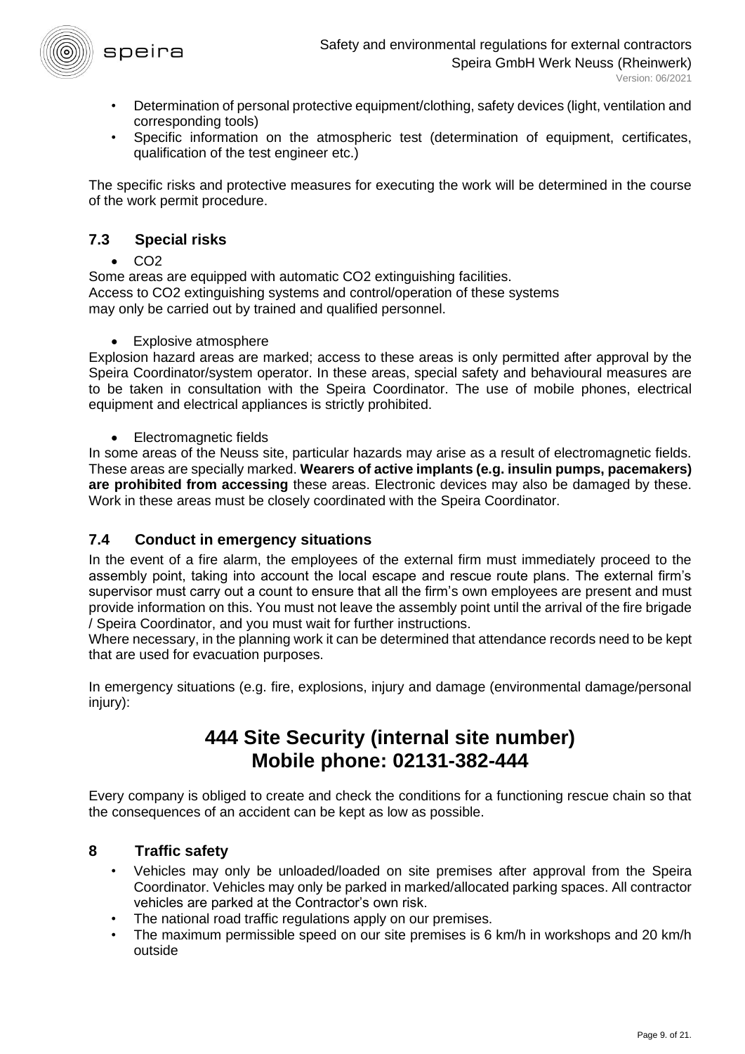- Determination of personal protective equipment/clothing, safety devices (light, ventilation and corresponding tools)
- Specific information on the atmospheric test (determination of equipment, certificates, qualification of the test engineer etc.)

The specific risks and protective measures for executing the work will be determined in the course of the work permit procedure.

## 7.3 Special risks

- $CO_2$

Some areas are equipped with automatic $CO_2$ extinguishing facilities.
Access to $CO_2$ extinguishing systems and control/operation of these systems may only be carried out by trained and qualified personnel.

- Explosive atmosphere

Explosion hazard areas are marked; access to these areas is only permitted after approval by the Speira Coordinator/system operator. In these areas, special safety and behavioural measures are to be taken in consultation with the Speira Coordinator. The use of mobile phones, electrical equipment and electrical appliances is strictly prohibited.

- Electromagnetic fields

In some areas of the Neuss site, particular hazards may arise as a result of electromagnetic fields. These areas are specially marked. **Wearers of active implants (e.g. insulin pumps, pacemakers) are prohibited from accessing** these areas. Electronic devices may also be damaged by these. Work in these areas must be closely coordinated with the Speira Coordinator.

## 7.4 Conduct in emergency situations

In the event of a fire alarm, the employees of the external firm must immediately proceed to the assembly point, taking into account the local escape and rescue route plans. The external firm's supervisor must carry out a count to ensure that all the firm's own employees are present and must provide information on this. You must not leave the assembly point until the arrival of the fire brigade / Speira Coordinator, and you must wait for further instructions.
Where necessary, in the planning work it can be determined that attendance records need to be kept that are used for evacuation purposes.

In emergency situations (e.g. fire, explosions, injury and damage (environmental damage/personal injury):

**444 Site Security (internal site number)**
**Mobile phone: 02131-382-444**

Every company is obliged to create and check the conditions for a functioning rescue chain so that the consequences of an accident can be kept as low as possible.

# 8 Traffic safety

- Vehicles may only be unloaded/loaded on site premises after approval from the Speira Coordinator. Vehicles may only be parked in marked/allocated parking spaces. All contractor vehicles are parked at the Contractor's own risk.
- The national road traffic regulations apply on our premises.
- The maximum permissible speed on our site premises is 6 km/h in workshops and 20 km/h outside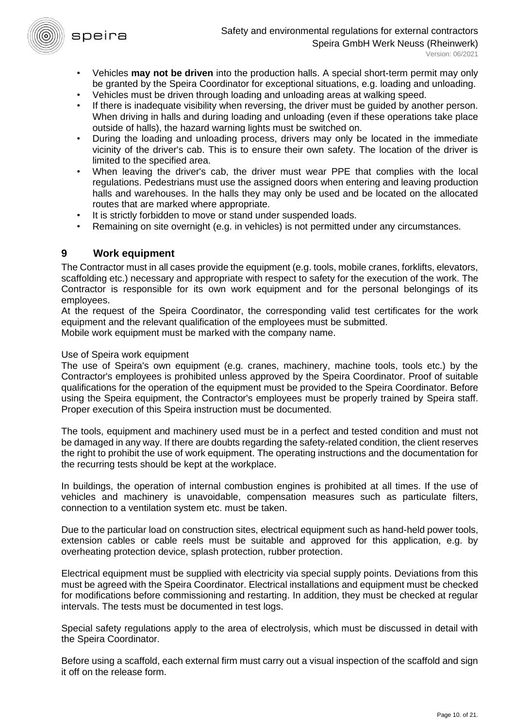- Vehicles **may not be driven** into the production halls. A special short-term permit may only be granted by the Speira Coordinator for exceptional situations, e.g. loading and unloading.
- Vehicles must be driven through loading and unloading areas at walking speed.
- If there is inadequate visibility when reversing, the driver must be guided by another person. When driving in halls and during loading and unloading (even if these operations take place outside of halls), the hazard warning lights must be switched on.
- During the loading and unloading process, drivers may only be located in the immediate vicinity of the driver's cab. This is to ensure their own safety. The location of the driver is limited to the specified area.
- When leaving the driver's cab, the driver must wear PPE that complies with the local regulations. Pedestrians must use the assigned doors when entering and leaving production halls and warehouses. In the halls they may only be used and be located on the allocated routes that are marked where appropriate.
- It is strictly forbidden to move or stand under suspended loads.
- Remaining on site overnight (e.g. in vehicles) is not permitted under any circumstances.

## 9 Work equipment

The Contractor must in all cases provide the equipment (e.g. tools, mobile cranes, forklifts, elevators, scaffolding etc.) necessary and appropriate with respect to safety for the execution of the work. The Contractor is responsible for its own work equipment and for the personal belongings of its employees.
At the request of the Speira Coordinator, the corresponding valid test certificates for the work equipment and the relevant qualification of the employees must be submitted.
Mobile work equipment must be marked with the company name.

Use of Speira work equipment
The use of Speira's own equipment (e.g. cranes, machinery, machine tools, tools etc.) by the Contractor's employees is prohibited unless approved by the Speira Coordinator. Proof of suitable qualifications for the operation of the equipment must be provided to the Speira Coordinator. Before using the Speira equipment, the Contractor's employees must be properly trained by Speira staff. Proper execution of this Speira instruction must be documented.

The tools, equipment and machinery used must be in a perfect and tested condition and must not be damaged in any way. If there are doubts regarding the safety-related condition, the client reserves the right to prohibit the use of work equipment. The operating instructions and the documentation for the recurring tests should be kept at the workplace.

In buildings, the operation of internal combustion engines is prohibited at all times. If the use of vehicles and machinery is unavoidable, compensation measures such as particulate filters, connection to a ventilation system etc. must be taken.

Due to the particular load on construction sites, electrical equipment such as hand-held power tools, extension cables or cable reels must be suitable and approved for this application, e.g. by overheating protection device, splash protection, rubber protection.

Electrical equipment must be supplied with electricity via special supply points. Deviations from this must be agreed with the Speira Coordinator. Electrical installations and equipment must be checked for modifications before commissioning and restarting. In addition, they must be checked at regular intervals. The tests must be documented in test logs.

Special safety regulations apply to the area of electrolysis, which must be discussed in detail with the Speira Coordinator.

Before using a scaffold, each external firm must carry out a visual inspection of the scaffold and sign it off on the release form.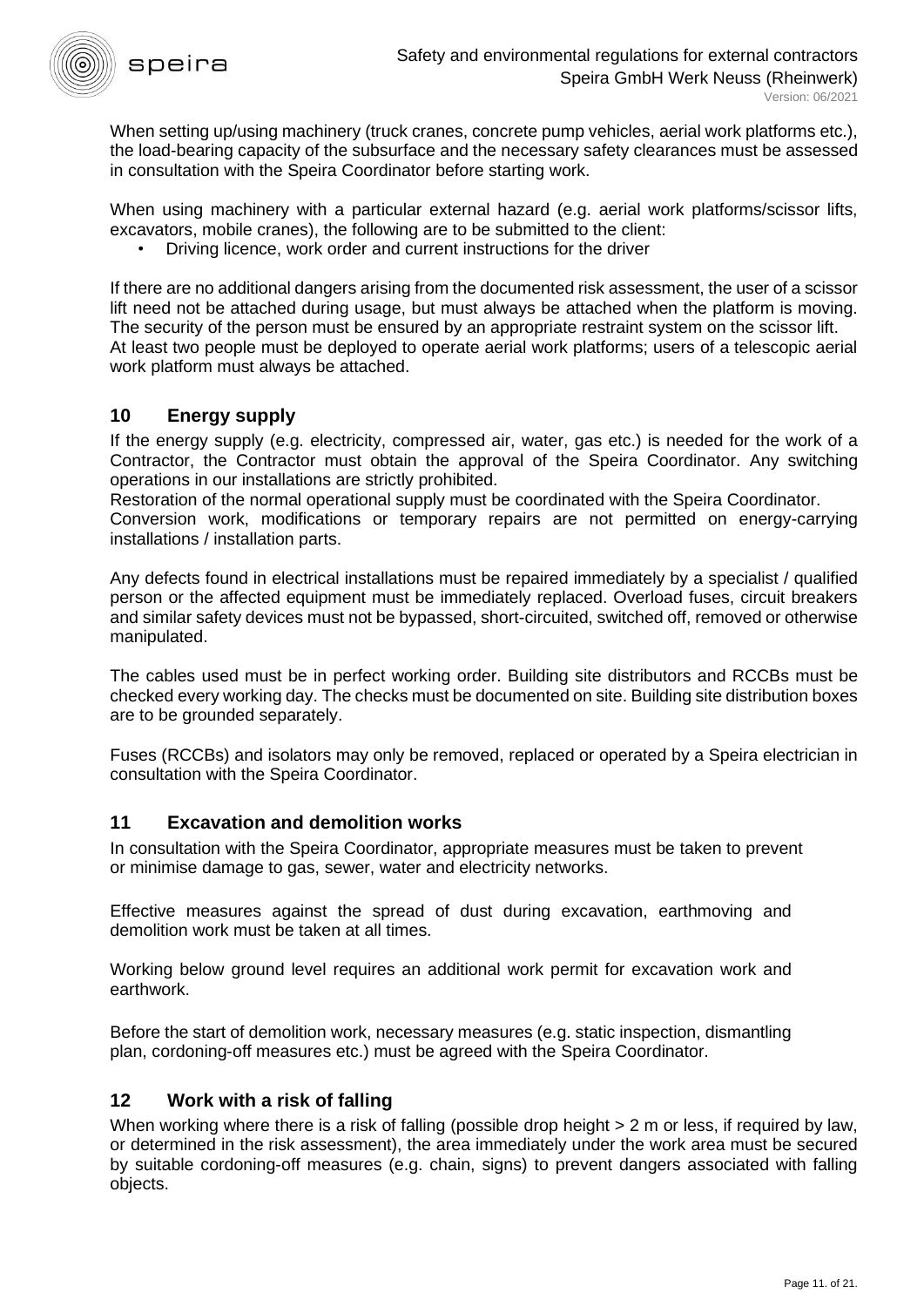When setting up/using machinery (truck cranes, concrete pump vehicles, aerial work platforms etc.), the load-bearing capacity of the subsurface and the necessary safety clearances must be assessed in consultation with the Speira Coordinator before starting work.

When using machinery with a particular external hazard (e.g. aerial work platforms/scissor lifts, excavators, mobile cranes), the following are to be submitted to the client:

- Driving licence, work order and current instructions for the driver

If there are no additional dangers arising from the documented risk assessment, the user of a scissor lift need not be attached during usage, but must always be attached when the platform is moving. The security of the person must be ensured by an appropriate restraint system on the scissor lift.
At least two people must be deployed to operate aerial work platforms; users of a telescopic aerial work platform must always be attached.

## 10 Energy supply

If the energy supply (e.g. electricity, compressed air, water, gas etc.) is needed for the work of a Contractor, the Contractor must obtain the approval of the Speira Coordinator. Any switching operations in our installations are strictly prohibited.
Restoration of the normal operational supply must be coordinated with the Speira Coordinator.
Conversion work, modifications or temporary repairs are not permitted on energy-carrying installations / installation parts.

Any defects found in electrical installations must be repaired immediately by a specialist / qualified person or the affected equipment must be immediately replaced. Overload fuses, circuit breakers and similar safety devices must not be bypassed, short-circuited, switched off, removed or otherwise manipulated.

The cables used must be in perfect working order. Building site distributors and RCCBs must be checked every working day. The checks must be documented on site. Building site distribution boxes are to be grounded separately.

Fuses (RCCBs) and isolators may only be removed, replaced or operated by a Speira electrician in consultation with the Speira Coordinator.

## 11 Excavation and demolition works

In consultation with the Speira Coordinator, appropriate measures must be taken to prevent or minimise damage to gas, sewer, water and electricity networks.

Effective measures against the spread of dust during excavation, earthmoving and demolition work must be taken at all times.

Working below ground level requires an additional work permit for excavation work and earthwork.

Before the start of demolition work, necessary measures (e.g. static inspection, dismantling plan, cordoning-off measures etc.) must be agreed with the Speira Coordinator.

## 12 Work with a risk of falling

When working where there is a risk of falling (possible drop height > 2 m or less, if required by law, or determined in the risk assessment), the area immediately under the work area must be secured by suitable cordoning-off measures (e.g. chain, signs) to prevent dangers associated with falling objects.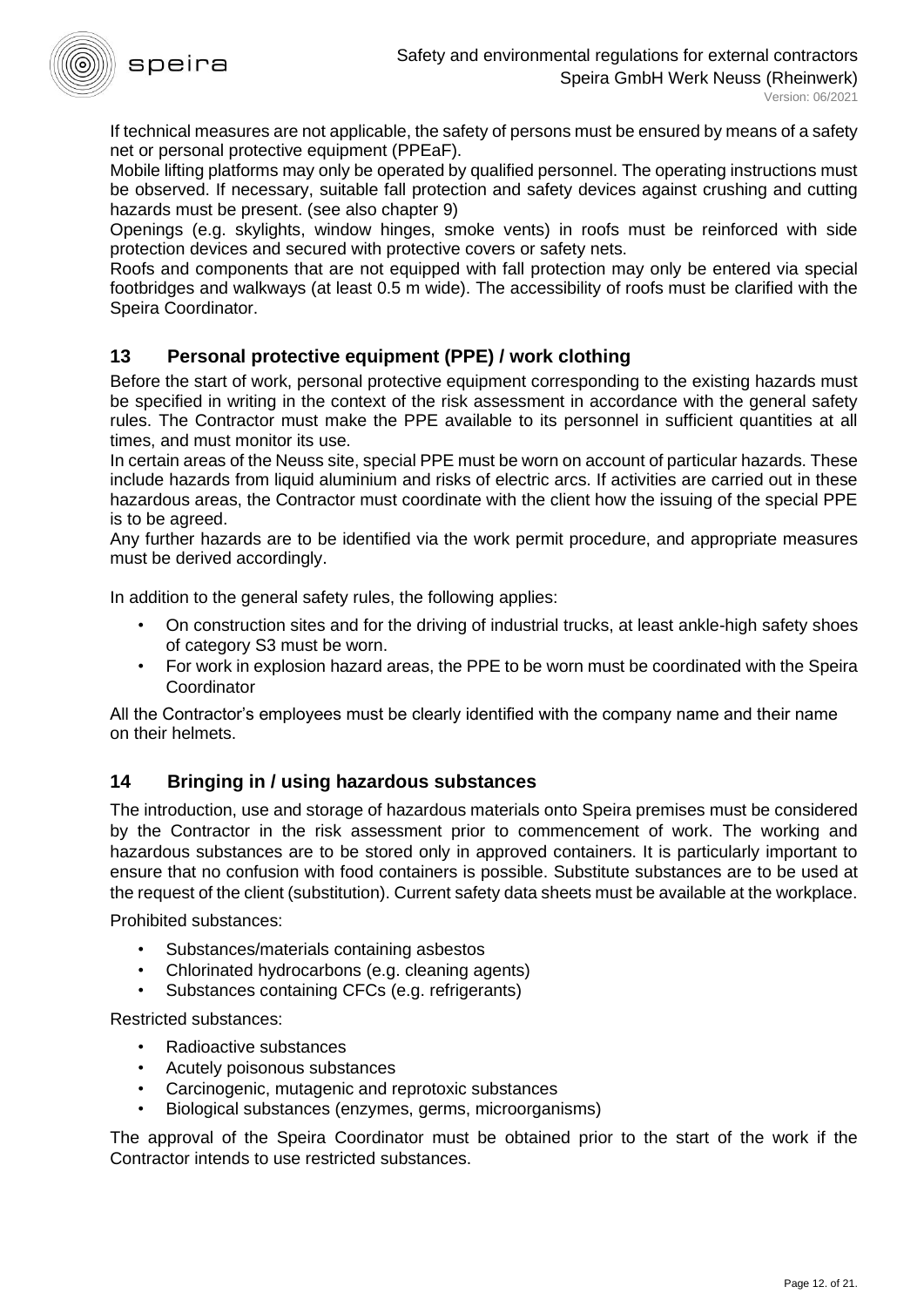If technical measures are not applicable, the safety of persons must be ensured by means of a safety net or personal protective equipment (PPEaF).

Mobile lifting platforms may only be operated by qualified personnel. The operating instructions must be observed. If necessary, suitable fall protection and safety devices against crushing and cutting hazards must be present. (see also chapter 9)

Openings (e.g. skylights, window hinges, smoke vents) in roofs must be reinforced with side protection devices and secured with protective covers or safety nets.

Roofs and components that are not equipped with fall protection may only be entered via special footbridges and walkways (at least 0.5 m wide). The accessibility of roofs must be clarified with the Speira Coordinator.

## 13 Personal protective equipment (PPE) / work clothing

Before the start of work, personal protective equipment corresponding to the existing hazards must be specified in writing in the context of the risk assessment in accordance with the general safety rules. The Contractor must make the PPE available to its personnel in sufficient quantities at all times, and must monitor its use.

In certain areas of the Neuss site, special PPE must be worn on account of particular hazards. These include hazards from liquid aluminium and risks of electric arcs. If activities are carried out in these hazardous areas, the Contractor must coordinate with the client how the issuing of the special PPE is to be agreed.

Any further hazards are to be identified via the work permit procedure, and appropriate measures must be derived accordingly.

In addition to the general safety rules, the following applies:

- On construction sites and for the driving of industrial trucks, at least ankle-high safety shoes of category S3 must be worn.
- For work in explosion hazard areas, the PPE to be worn must be coordinated with the Speira Coordinator

All the Contractor's employees must be clearly identified with the company name and their name on their helmets.

## 14 Bringing in / using hazardous substances

The introduction, use and storage of hazardous materials onto Speira premises must be considered by the Contractor in the risk assessment prior to commencement of work. The working and hazardous substances are to be stored only in approved containers. It is particularly important to ensure that no confusion with food containers is possible. Substitute substances are to be used at the request of the client (substitution). Current safety data sheets must be available at the workplace.

Prohibited substances:

- Substances/materials containing asbestos
- Chlorinated hydrocarbons (e.g. cleaning agents)
- Substances containing CFCs (e.g. refrigerants)

Restricted substances:

- Radioactive substances
- Acutely poisonous substances
- Carcinogenic, mutagenic and reprotoxic substances
- Biological substances (enzymes, germs, microorganisms)

The approval of the Speira Coordinator must be obtained prior to the start of the work if the Contractor intends to use restricted substances.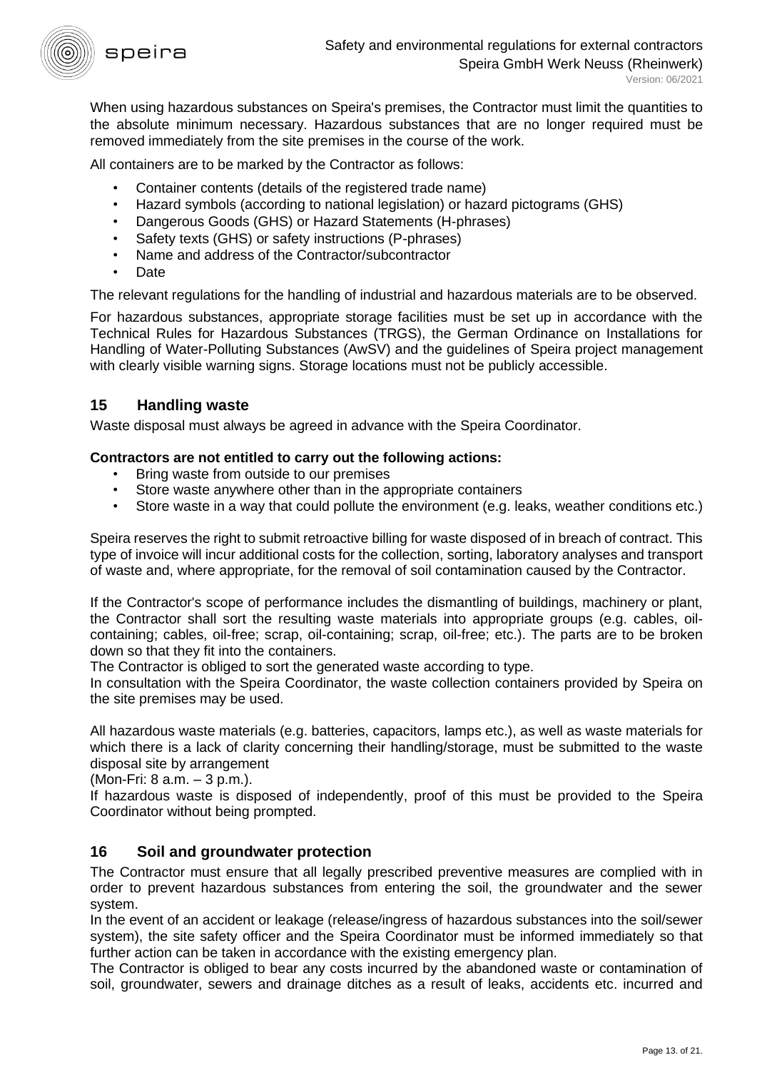When using hazardous substances on Speira's premises, the Contractor must limit the quantities to the absolute minimum necessary. Hazardous substances that are no longer required must be removed immediately from the site premises in the course of the work.

All containers are to be marked by the Contractor as follows:

- Container contents (details of the registered trade name)
- Hazard symbols (according to national legislation) or hazard pictograms (GHS)
- Dangerous Goods (GHS) or Hazard Statements (H-phrases)
- Safety texts (GHS) or safety instructions (P-phrases)
- Name and address of the Contractor/subcontractor
- Date

The relevant regulations for the handling of industrial and hazardous materials are to be observed.

For hazardous substances, appropriate storage facilities must be set up in accordance with the Technical Rules for Hazardous Substances (TRGS), the German Ordinance on Installations for Handling of Water-Polluting Substances (AwSV) and the guidelines of Speira project management with clearly visible warning signs. Storage locations must not be publicly accessible.

## 15 Handling waste

Waste disposal must always be agreed in advance with the Speira Coordinator.

**Contractors are not entitled to carry out the following actions:**

- Bring waste from outside to our premises
- Store waste anywhere other than in the appropriate containers
- Store waste in a way that could pollute the environment (e.g. leaks, weather conditions etc.)

Speira reserves the right to submit retroactive billing for waste disposed of in breach of contract. This type of invoice will incur additional costs for the collection, sorting, laboratory analyses and transport of waste and, where appropriate, for the removal of soil contamination caused by the Contractor.

If the Contractor's scope of performance includes the dismantling of buildings, machinery or plant, the Contractor shall sort the resulting waste materials into appropriate groups (e.g. cables, oil-containing; cables, oil-free; scrap, oil-containing; scrap, oil-free; etc.). The parts are to be broken down so that they fit into the containers.

The Contractor is obliged to sort the generated waste according to type.

In consultation with the Speira Coordinator, the waste collection containers provided by Speira on the site premises may be used.

All hazardous waste materials (e.g. batteries, capacitors, lamps etc.), as well as waste materials for which there is a lack of clarity concerning their handling/storage, must be submitted to the waste disposal site by arrangement

(Mon-Fri: 8 a.m. – 3 p.m.).

If hazardous waste is disposed of independently, proof of this must be provided to the Speira Coordinator without being prompted.

## 16 Soil and groundwater protection

The Contractor must ensure that all legally prescribed preventive measures are complied with in order to prevent hazardous substances from entering the soil, the groundwater and the sewer system.

In the event of an accident or leakage (release/ingress of hazardous substances into the soil/sewer system), the site safety officer and the Speira Coordinator must be informed immediately so that further action can be taken in accordance with the existing emergency plan.

The Contractor is obliged to bear any costs incurred by the abandoned waste or contamination of soil, groundwater, sewers and drainage ditches as a result of leaks, accidents etc. incurred and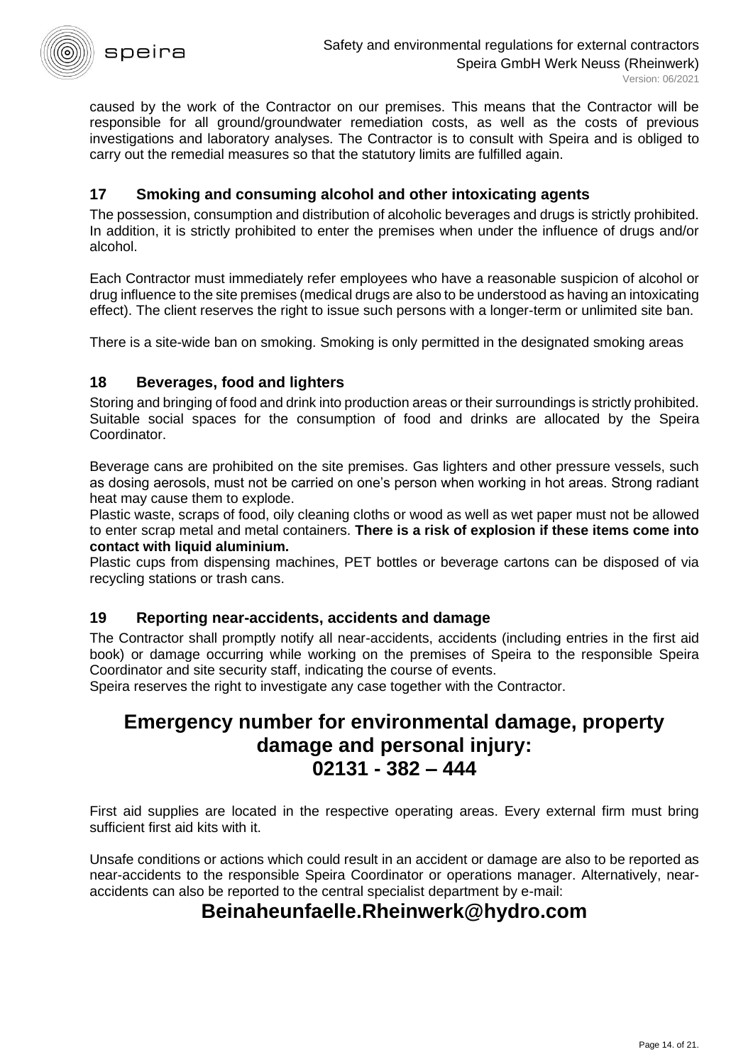caused by the work of the Contractor on our premises. This means that the Contractor will be responsible for all ground/groundwater remediation costs, as well as the costs of previous investigations and laboratory analyses. The Contractor is to consult with Speira and is obliged to carry out the remedial measures so that the statutory limits are fulfilled again.

## 17 Smoking and consuming alcohol and other intoxicating agents

The possession, consumption and distribution of alcoholic beverages and drugs is strictly prohibited. In addition, it is strictly prohibited to enter the premises when under the influence of drugs and/or alcohol.

Each Contractor must immediately refer employees who have a reasonable suspicion of alcohol or drug influence to the site premises (medical drugs are also to be understood as having an intoxicating effect). The client reserves the right to issue such persons with a longer-term or unlimited site ban.

There is a site-wide ban on smoking. Smoking is only permitted in the designated smoking areas

## 18 Beverages, food and lighters

Storing and bringing of food and drink into production areas or their surroundings is strictly prohibited. Suitable social spaces for the consumption of food and drinks are allocated by the Speira Coordinator.

Beverage cans are prohibited on the site premises. Gas lighters and other pressure vessels, such as dosing aerosols, must not be carried on one's person when working in hot areas. Strong radiant heat may cause them to explode.
Plastic waste, scraps of food, oily cleaning cloths or wood as well as wet paper must not be allowed to enter scrap metal and metal containers. **There is a risk of explosion if these items come into contact with liquid aluminium.**
Plastic cups from dispensing machines, PET bottles or beverage cartons can be disposed of via recycling stations or trash cans.

## 19 Reporting near-accidents, accidents and damage

The Contractor shall promptly notify all near-accidents, accidents (including entries in the first aid book) or damage occurring while working on the premises of Speira to the responsible Speira Coordinator and site security staff, indicating the course of events.
Speira reserves the right to investigate any case together with the Contractor.

# Emergency number for environmental damage, property damage and personal injury: 02131 - 382 – 444

First aid supplies are located in the respective operating areas. Every external firm must bring sufficient first aid kits with it.

Unsafe conditions or actions which could result in an accident or damage are also to be reported as near-accidents to the responsible Speira Coordinator or operations manager. Alternatively, near-accidents can also be reported to the central specialist department by e-mail:

# Beinaheunfaelle.Rheinwerk@hydro.com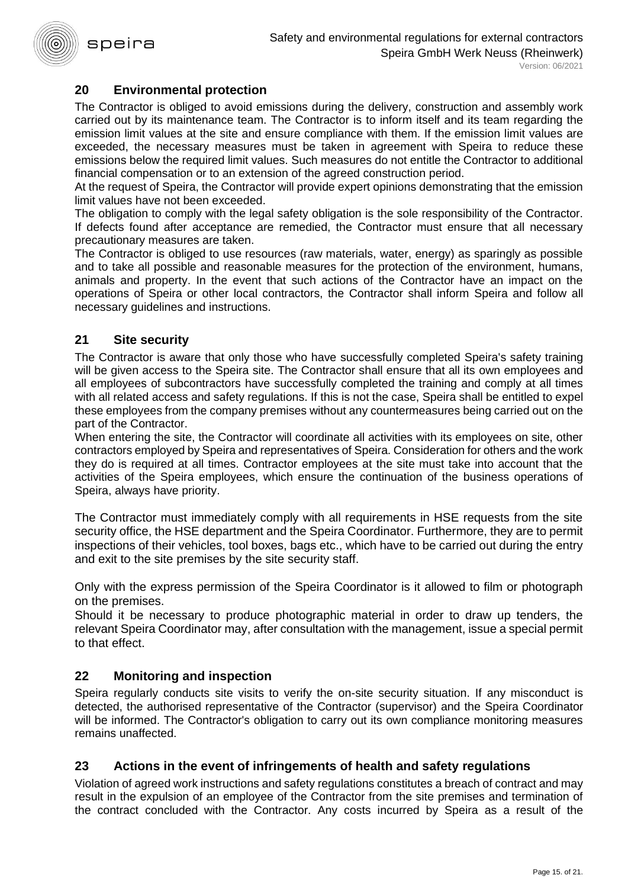## 20 Environmental protection

The Contractor is obliged to avoid emissions during the delivery, construction and assembly work carried out by its maintenance team. The Contractor is to inform itself and its team regarding the emission limit values at the site and ensure compliance with them. If the emission limit values are exceeded, the necessary measures must be taken in agreement with Speira to reduce these emissions below the required limit values. Such measures do not entitle the Contractor to additional financial compensation or to an extension of the agreed construction period.

At the request of Speira, the Contractor will provide expert opinions demonstrating that the emission limit values have not been exceeded.

The obligation to comply with the legal safety obligation is the sole responsibility of the Contractor. If defects found after acceptance are remedied, the Contractor must ensure that all necessary precautionary measures are taken.

The Contractor is obliged to use resources (raw materials, water, energy) as sparingly as possible and to take all possible and reasonable measures for the protection of the environment, humans, animals and property. In the event that such actions of the Contractor have an impact on the operations of Speira or other local contractors, the Contractor shall inform Speira and follow all necessary guidelines and instructions.

## 21 Site security

The Contractor is aware that only those who have successfully completed Speira's safety training will be given access to the Speira site. The Contractor shall ensure that all its own employees and all employees of subcontractors have successfully completed the training and comply at all times with all related access and safety regulations. If this is not the case, Speira shall be entitled to expel these employees from the company premises without any countermeasures being carried out on the part of the Contractor.

When entering the site, the Contractor will coordinate all activities with its employees on site, other contractors employed by Speira and representatives of Speira. Consideration for others and the work they do is required at all times. Contractor employees at the site must take into account that the activities of the Speira employees, which ensure the continuation of the business operations of Speira, always have priority.

The Contractor must immediately comply with all requirements in HSE requests from the site security office, the HSE department and the Speira Coordinator. Furthermore, they are to permit inspections of their vehicles, tool boxes, bags etc., which have to be carried out during the entry and exit to the site premises by the site security staff.

Only with the express permission of the Speira Coordinator is it allowed to film or photograph on the premises.

Should it be necessary to produce photographic material in order to draw up tenders, the relevant Speira Coordinator may, after consultation with the management, issue a special permit to that effect.

## 22 Monitoring and inspection

Speira regularly conducts site visits to verify the on-site security situation. If any misconduct is detected, the authorised representative of the Contractor (supervisor) and the Speira Coordinator will be informed. The Contractor's obligation to carry out its own compliance monitoring measures remains unaffected.

## 23 Actions in the event of infringements of health and safety regulations

Violation of agreed work instructions and safety regulations constitutes a breach of contract and may result in the expulsion of an employee of the Contractor from the site premises and termination of the contract concluded with the Contractor. Any costs incurred by Speira as a result of the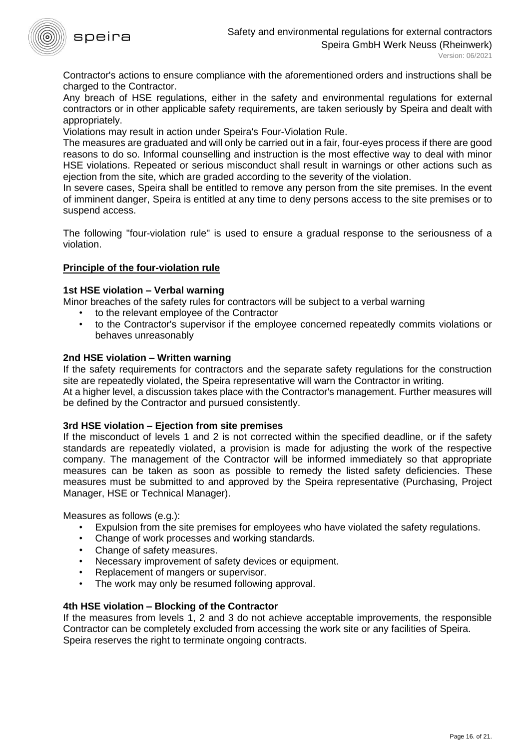Contractor's actions to ensure compliance with the aforementioned orders and instructions shall be charged to the Contractor.

Any breach of HSE regulations, either in the safety and environmental regulations for external contractors or in other applicable safety requirements, are taken seriously by Speira and dealt with appropriately.

Violations may result in action under Speira's Four-Violation Rule.

The measures are graduated and will only be carried out in a fair, four-eyes process if there are good reasons to do so. Informal counselling and instruction is the most effective way to deal with minor HSE violations. Repeated or serious misconduct shall result in warnings or other actions such as ejection from the site, which are graded according to the severity of the violation.

In severe cases, Speira shall be entitled to remove any person from the site premises. In the event of imminent danger, Speira is entitled at any time to deny persons access to the site premises or to suspend access.

The following "four-violation rule" is used to ensure a gradual response to the seriousness of a violation.

**Principle of the four-violation rule**

**1st HSE violation – Verbal warning**

Minor breaches of the safety rules for contractors will be subject to a verbal warning

- to the relevant employee of the Contractor
- to the Contractor's supervisor if the employee concerned repeatedly commits violations or behaves unreasonably

**2nd HSE violation – Written warning**

If the safety requirements for contractors and the separate safety regulations for the construction site are repeatedly violated, the Speira representative will warn the Contractor in writing.

At a higher level, a discussion takes place with the Contractor's management. Further measures will be defined by the Contractor and pursued consistently.

**3rd HSE violation – Ejection from site premises**

If the misconduct of levels 1 and 2 is not corrected within the specified deadline, or if the safety standards are repeatedly violated, a provision is made for adjusting the work of the respective company. The management of the Contractor will be informed immediately so that appropriate measures can be taken as soon as possible to remedy the listed safety deficiencies. These measures must be submitted to and approved by the Speira representative (Purchasing, Project Manager, HSE or Technical Manager).

Measures as follows (e.g.):

- Expulsion from the site premises for employees who have violated the safety regulations.
- Change of work processes and working standards.
- Change of safety measures.
- Necessary improvement of safety devices or equipment.
- Replacement of mangers or supervisor.
- The work may only be resumed following approval.

**4th HSE violation – Blocking of the Contractor**

If the measures from levels 1, 2 and 3 do not achieve acceptable improvements, the responsible Contractor can be completely excluded from accessing the work site or any facilities of Speira.

Speira reserves the right to terminate ongoing contracts.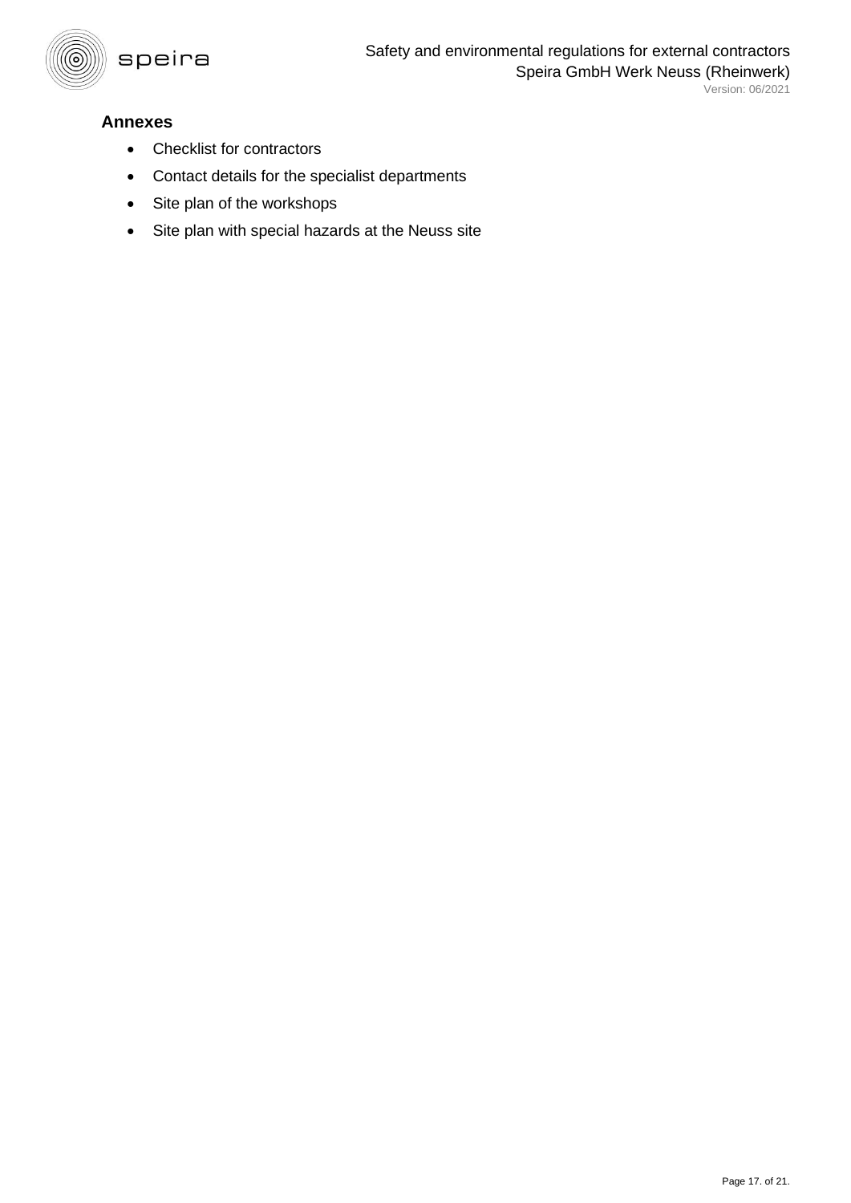### Annexes

- Checklist for contractors
- Contact details for the specialist departments
- Site plan of the workshops
- Site plan with special hazards at the Neuss site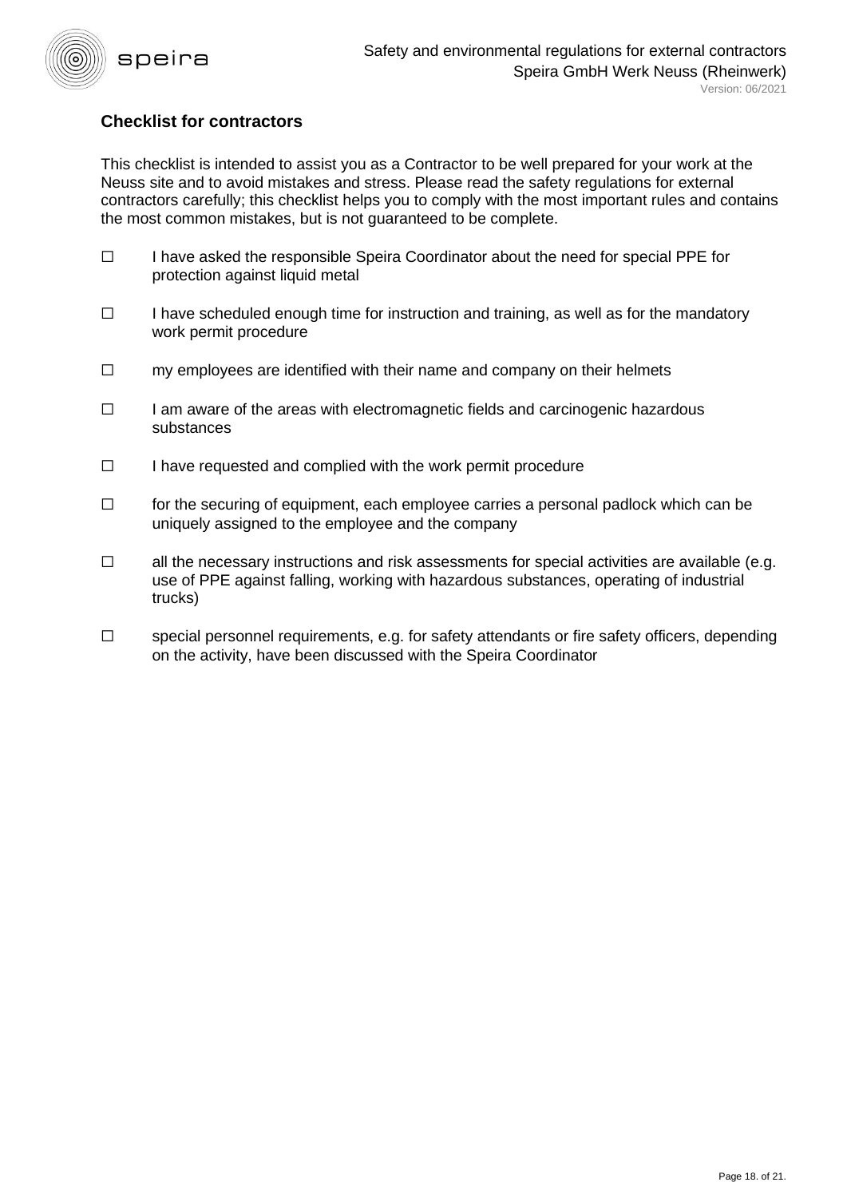## Checklist for contractors

This checklist is intended to assist you as a Contractor to be well prepared for your work at the Neuss site and to avoid mistakes and stress. Please read the safety regulations for external contractors carefully; this checklist helps you to comply with the most important rules and contains the most common mistakes, but is not guaranteed to be complete.

- ☐ I have asked the responsible Speira Coordinator about the need for special PPE for protection against liquid metal
- ☐ I have scheduled enough time for instruction and training, as well as for the mandatory work permit procedure
- ☐ my employees are identified with their name and company on their helmets
- ☐ I am aware of the areas with electromagnetic fields and carcinogenic hazardous substances
- ☐ I have requested and complied with the work permit procedure
- ☐ for the securing of equipment, each employee carries a personal padlock which can be uniquely assigned to the employee and the company
- ☐ all the necessary instructions and risk assessments for special activities are available (e.g. use of PPE against falling, working with hazardous substances, operating of industrial trucks)
- ☐ special personnel requirements, e.g. for safety attendants or fire safety officers, depending on the activity, have been discussed with the Speira Coordinator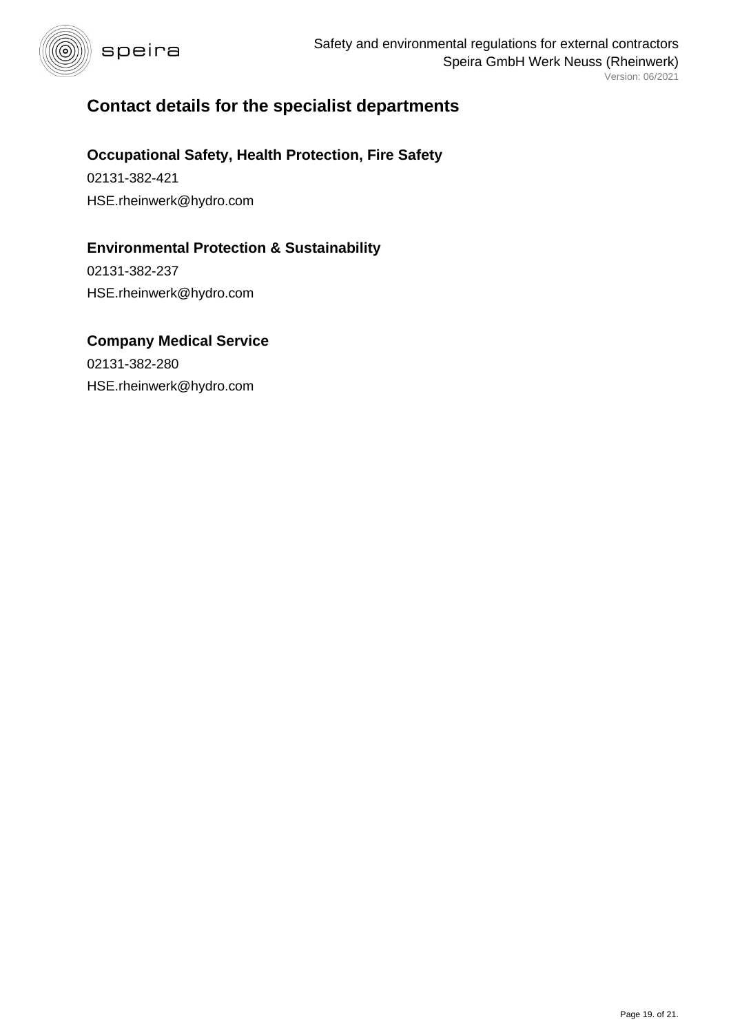# Contact details for the specialist departments

## Occupational Safety, Health Protection, Fire Safety

02131-382-421

HSE.rheinwerk@hydro.com

## Environmental Protection & Sustainability

02131-382-237

HSE.rheinwerk@hydro.com

## Company Medical Service

02131-382-280

HSE.rheinwerk@hydro.com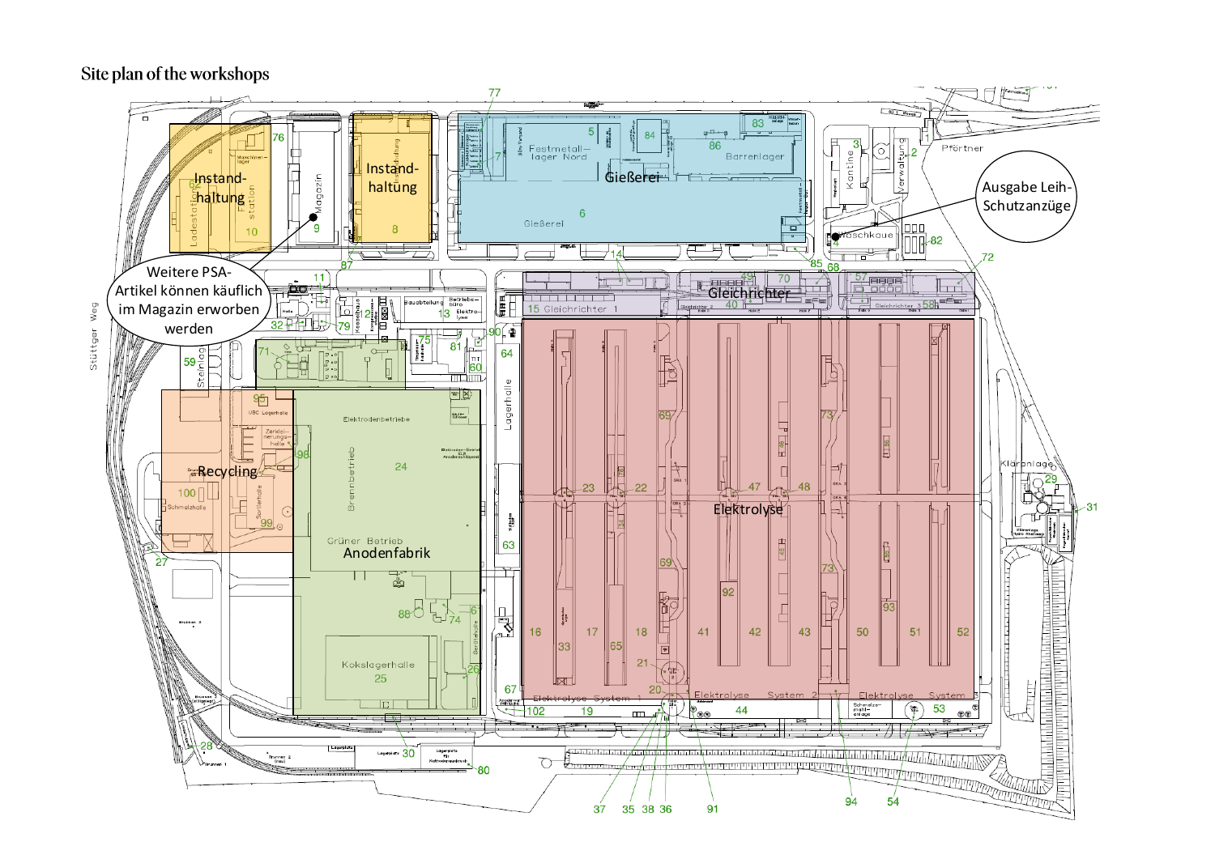## Site plan of the workshops

Instandhaltung

Instandhaltung

Gießerei

Ausgabe Leih-Schutzanzüge

Weitere PSA-Artikel können käuflich im Magazin erworben werden

Gleichrichter

Recycling

Anodenfabrik

Elektrolyse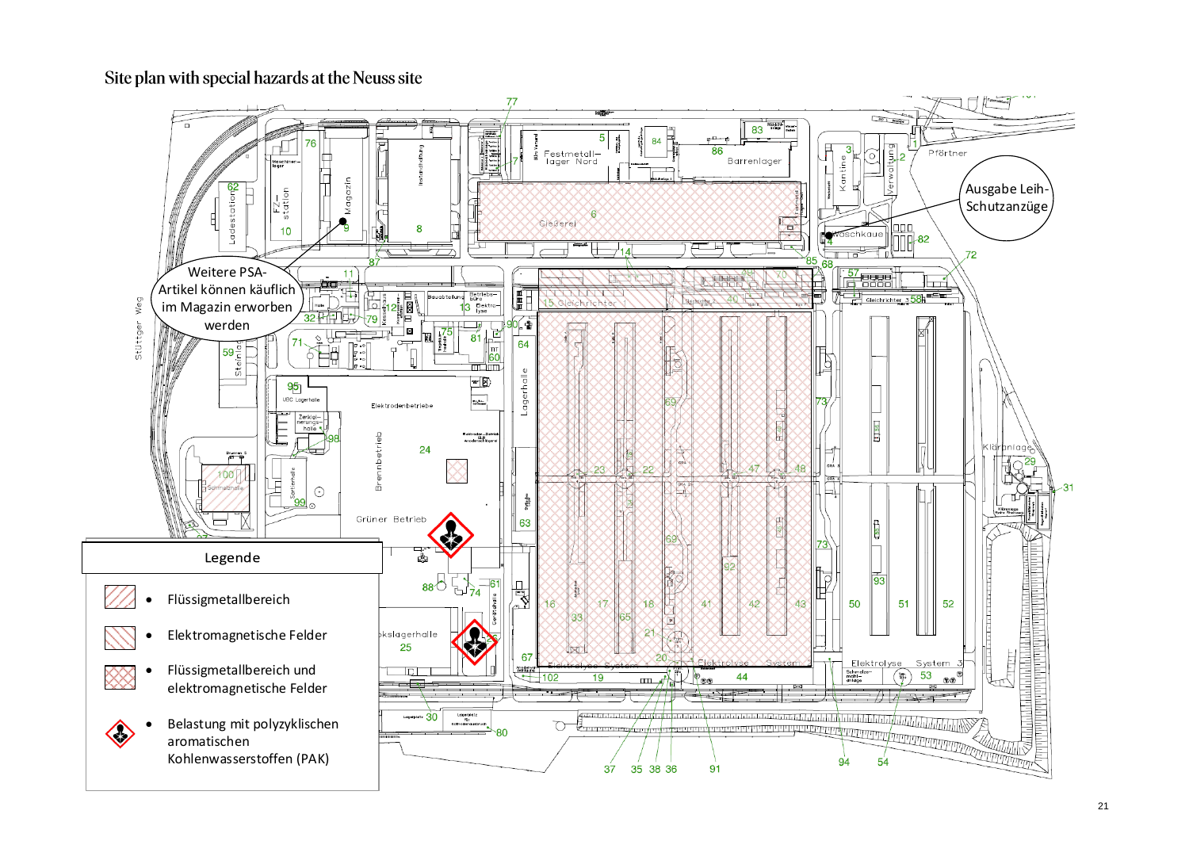# Site plan with special hazards at the Neuss site

Weitere PSA-Artikel können käuflich im Magazin erworben werden

Ausgabe Leih-Schutzanzüge

Legende

- Flüssigmetallbereich
- Elektromagnetische Felder
- Flüssigmetallbereich und elektromagnetische Felder
- Belastung mit polyzyklischen aromatischen Kohlenwasserstoffen (PAK)